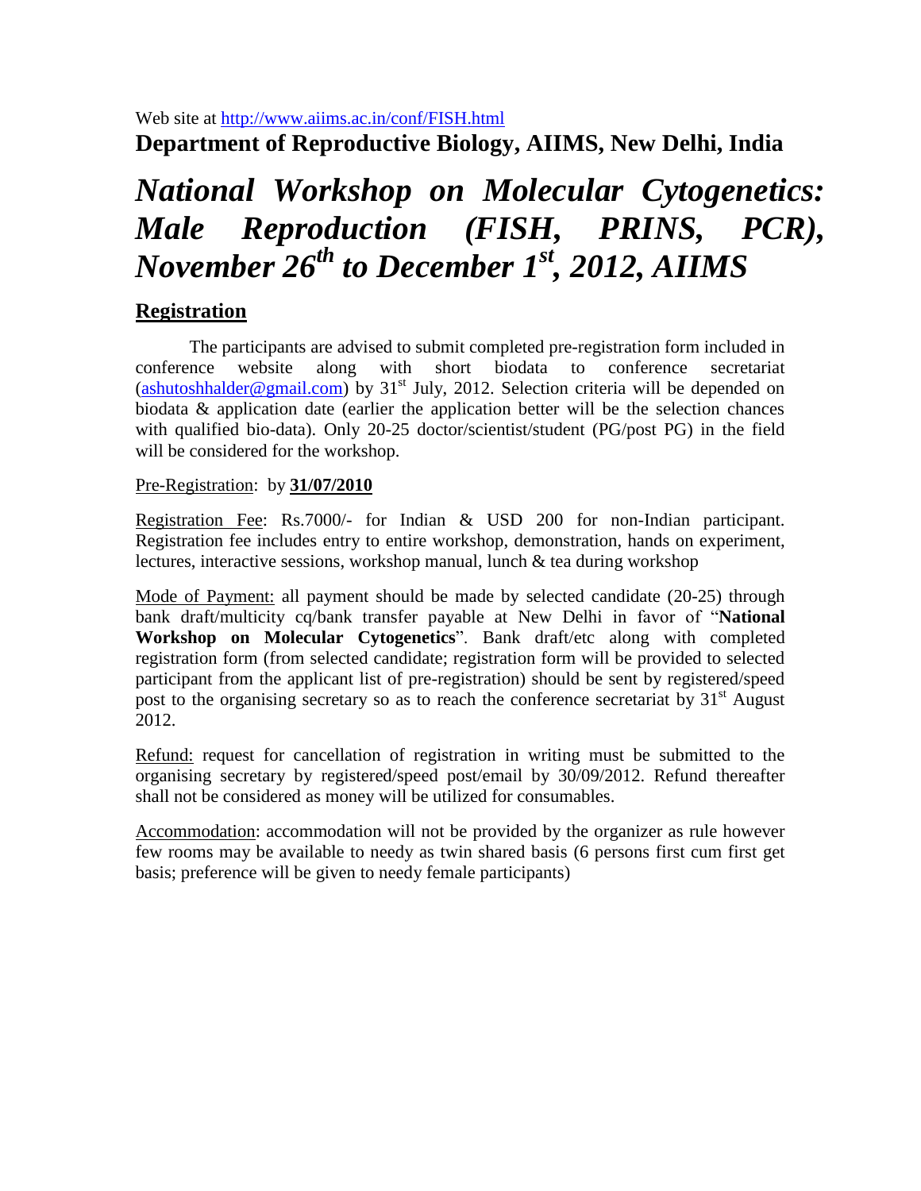Web site at http://www.aiims.ac.in/conf/FISH.html

**Department of Reproductive Biology, AIIMS, New Delhi, India**

# *National Workshop on Molecular Cytogenetics: Male Reproduction (FISH, PRINS, PCR), November 26th to December 1st, 2012, AIIMS*

## Registration

The participants are advised to submit completed pre-registration form included in conference website along with short biodata to conference secretariat (ashutoshhalder@gmail.com) by 31st July, 2012. Selection criteria will be depended on biodata & application date (earlier the application better will be the selection chances with qualified bio-data). Only 20-25 doctor/scientist/student (PG/post PG) in the field will be considered for the workshop.

Pre-Registration: by **31/07/2010**

Registration Fee: Rs.7000/- for Indian & USD 200 for non-Indian participant. Registration fee includes entry to entire workshop, demonstration, hands on experiment, lectures, interactive sessions, workshop manual, lunch & tea during workshop

Mode of Payment: all payment should be made by selected candidate (20-25) through bank draft/multicity cq/bank transfer payable at New Delhi in favor of "**National Workshop on Molecular Cytogenetics**". Bank draft/etc along with completed registration form (from selected candidate; registration form will be provided to selected participant from the applicant list of pre-registration) should be sent by registered/speed post to the organising secretary so as to reach the conference secretariat by 31st August 2012.

Refund: request for cancellation of registration in writing must be submitted to the organising secretary by registered/speed post/email by 30/09/2012. Refund thereafter shall not be considered as money will be utilized for consumables.

Accommodation: accommodation will not be provided by the organizer as rule however few rooms may be available to needy as twin shared basis (6 persons first cum first get basis; preference will be given to needy female participants)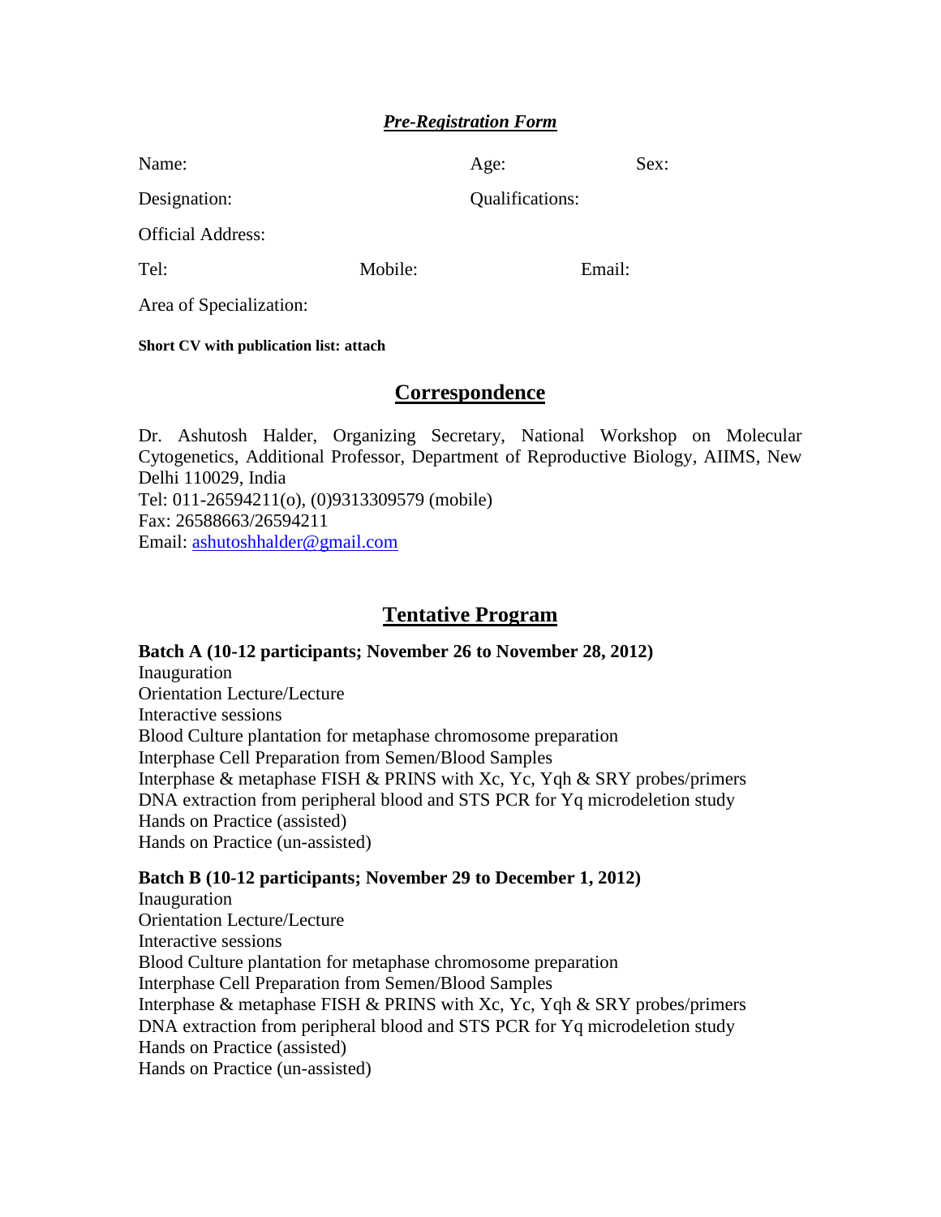***Pre-Registration Form***

Name: Age: Sex:

Designation: Qualifications:

Official Address:

Tel: Mobile: Email:

Area of Specialization:

**Short CV with publication list: attach**

## Correspondence

Dr. Ashutosh Halder, Organizing Secretary, National Workshop on Molecular Cytogenetics, Additional Professor, Department of Reproductive Biology, AIIMS, New Delhi 110029, India
Tel: 011-26594211(o), (0)9313309579 (mobile)
Fax: 26588663/26594211
Email: ashutoshhalder@gmail.com

## Tentative Program

**Batch A (10-12 participants; November 26 to November 28, 2012)**
Inauguration
Orientation Lecture/Lecture
Interactive sessions
Blood Culture plantation for metaphase chromosome preparation
Interphase Cell Preparation from Semen/Blood Samples
Interphase & metaphase FISH & PRINS with Xc, Yc, Yqh & SRY probes/primers
DNA extraction from peripheral blood and STS PCR for Yq microdeletion study
Hands on Practice (assisted)
Hands on Practice (un-assisted)

**Batch B (10-12 participants; November 29 to December 1, 2012)**
Inauguration
Orientation Lecture/Lecture
Interactive sessions
Blood Culture plantation for metaphase chromosome preparation
Interphase Cell Preparation from Semen/Blood Samples
Interphase & metaphase FISH & PRINS with Xc, Yc, Yqh & SRY probes/primers
DNA extraction from peripheral blood and STS PCR for Yq microdeletion study
Hands on Practice (assisted)
Hands on Practice (un-assisted)